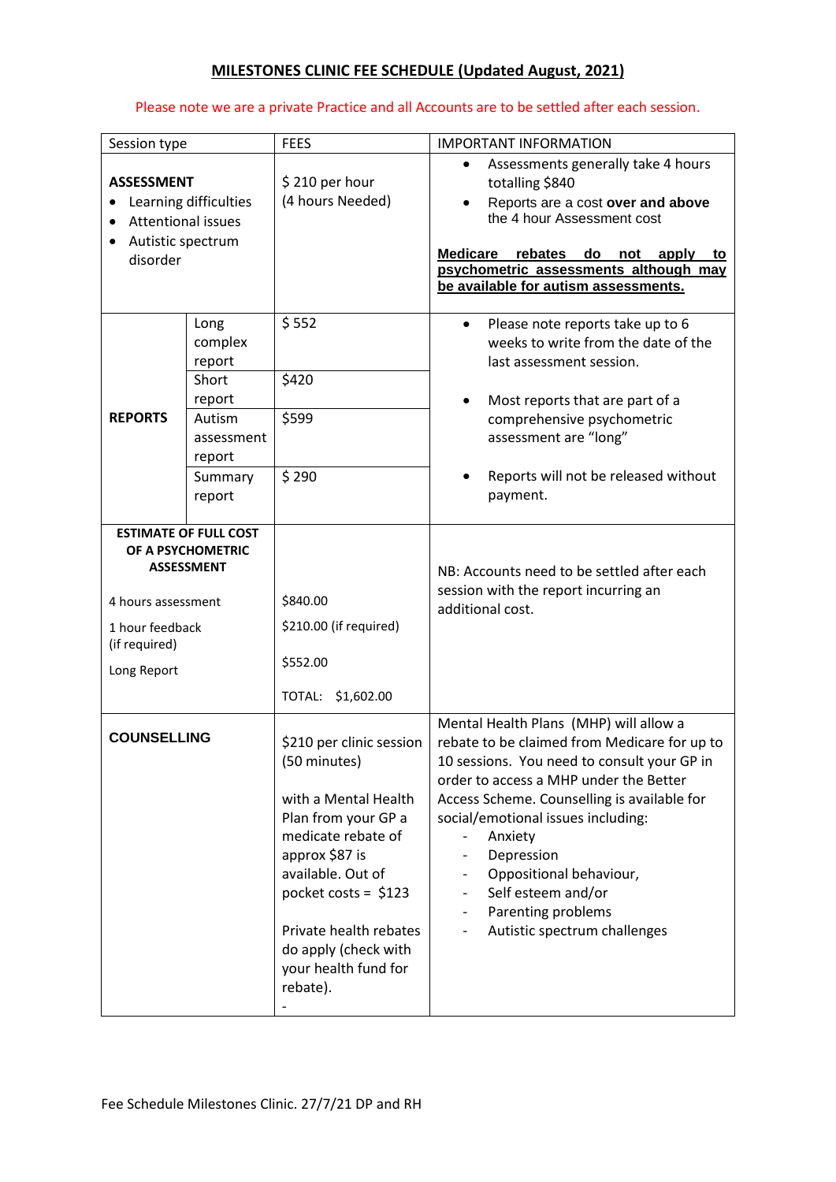# MILESTONES CLINIC FEE SCHEDULE (Updated August, 2021)

Please note we are a private Practice and all Accounts are to be settled after each session.

| Session type | | FEES | IMPORTANT INFORMATION |
|---|---|---|---|
| **ASSESSMENT**<br>• Learning difficulties<br>• Attentional issues<br>• Autistic spectrum disorder | | $ 210 per hour (4 hours Needed) | • Assessments generally take 4 hours totalling $840<br>• Reports are a cost **over and above** the 4 hour Assessment cost<br><br>**Medicare rebates do not apply to psychometric assessments although may be available for autism assessments.** |
| **REPORTS** | Long complex report | $ 552 | • Please note reports take up to 6 weeks to write from the date of the last assessment session.<br><br>• Most reports that are part of a comprehensive psychometric assessment are "long"<br><br>• Reports will not be released without payment. |
| | Short report | $420 | |
| | Autism assessment report | $599 | |
| | Summary report | $ 290 | |
| **ESTIMATE OF FULL COST OF A PSYCHOMETRIC ASSESSMENT**<br><br>4 hours assessment<br>1 hour feedback (if required)<br>Long Report | | <br><br>$840.00<br>$210.00 (if required)<br>$552.00<br><br>TOTAL: $1,602.00 | NB: Accounts need to be settled after each session with the report incurring an additional cost. |
| **COUNSELLING** | | $210 per clinic session (50 minutes)<br><br>with a Mental Health Plan from your GP a medicate rebate of approx $87 is available. Out of pocket costs = $123<br><br>Private health rebates do apply (check with your health fund for rebate).<br>- | Mental Health Plans (MHP) will allow a rebate to be claimed from Medicare for up to 10 sessions. You need to consult your GP in order to access a MHP under the Better Access Scheme. Counselling is available for social/emotional issues including:<br>- Anxiety<br>- Depression<br>- Oppositional behaviour,<br>- Self esteem and/or<br>- Parenting problems<br>- Autistic spectrum challenges |

Fee Schedule Milestones Clinic. 27/7/21 DP and RH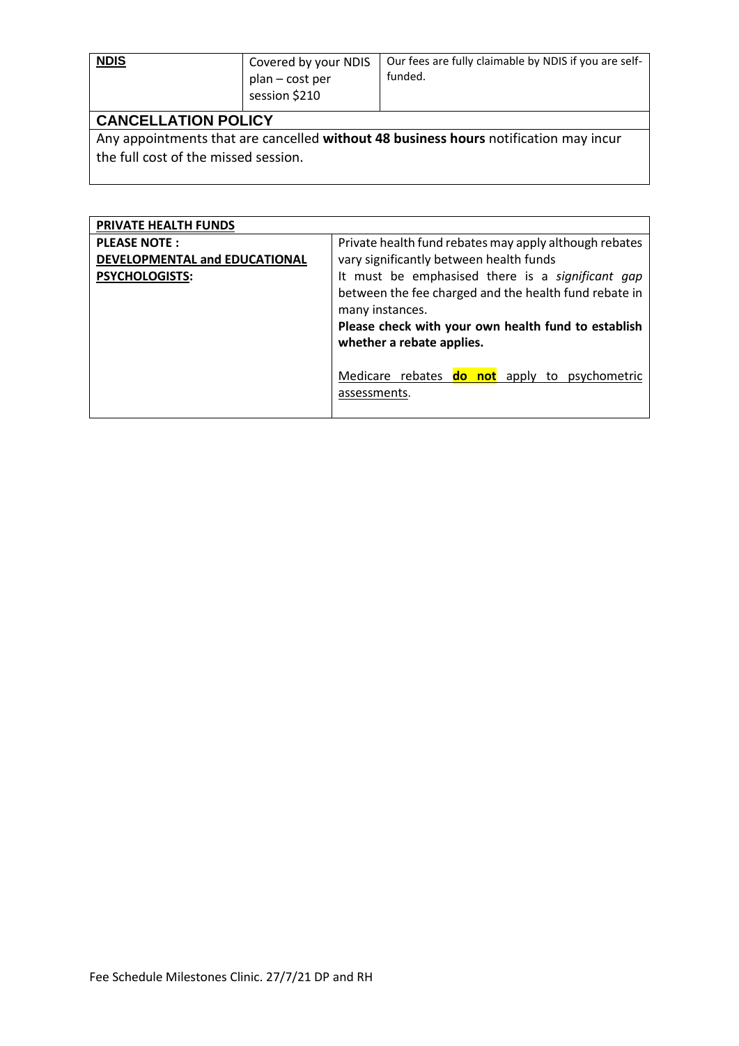| | | |
|---|---|---|
| **NDIS** | Covered by your NDIS plan – cost per session $210 | Our fees are fully claimable by NDIS if you are self-funded. |

**CANCELLATION POLICY**

Any appointments that are cancelled **without 48 business hours** notification may incur the full cost of the missed session.

| **PRIVATE HEALTH FUNDS** | |
|---|---|
| **PLEASE NOTE :** **DEVELOPMENTAL and EDUCATIONAL PSYCHOLOGISTS:** | Private health fund rebates may apply although rebates vary significantly between health funds<br>It must be emphasised there is a *significant gap* between the fee charged and the health fund rebate in many instances.<br>**Please check with your own health fund to establish whether a rebate applies.**<br><br>Medicare rebates **do not** apply to psychometric assessments. |

Fee Schedule Milestones Clinic. 27/7/21 DP and RH